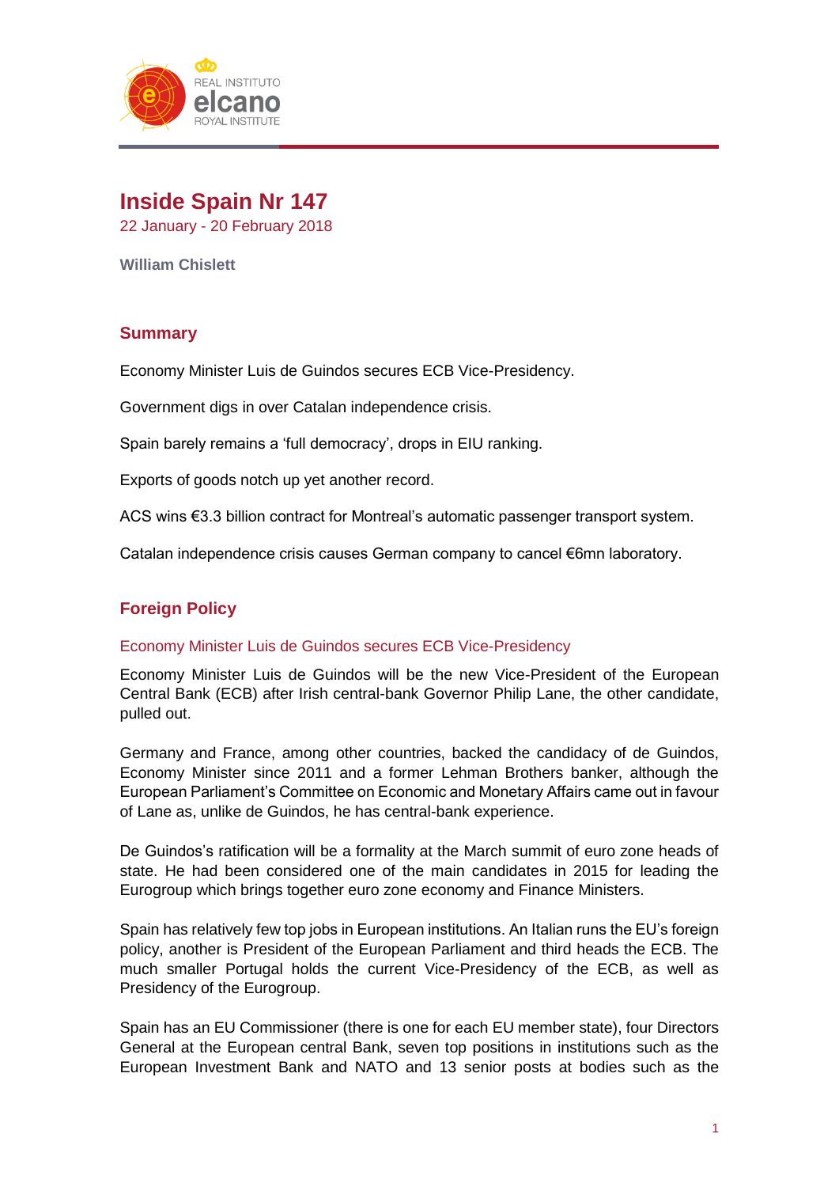# Inside Spain Nr 147

22 January - 20 February 2018

**William Chislett**

## Summary

Economy Minister Luis de Guindos secures ECB Vice-Presidency.

Government digs in over Catalan independence crisis.

Spain barely remains a 'full democracy', drops in EIU ranking.

Exports of goods notch up yet another record.

ACS wins €3.3 billion contract for Montreal's automatic passenger transport system.

Catalan independence crisis causes German company to cancel €6mn laboratory.

## Foreign Policy

### Economy Minister Luis de Guindos secures ECB Vice-Presidency

Economy Minister Luis de Guindos will be the new Vice-President of the European Central Bank (ECB) after Irish central-bank Governor Philip Lane, the other candidate, pulled out.

Germany and France, among other countries, backed the candidacy of de Guindos, Economy Minister since 2011 and a former Lehman Brothers banker, although the European Parliament's Committee on Economic and Monetary Affairs came out in favour of Lane as, unlike de Guindos, he has central-bank experience.

De Guindos's ratification will be a formality at the March summit of euro zone heads of state. He had been considered one of the main candidates in 2015 for leading the Eurogroup which brings together euro zone economy and Finance Ministers.

Spain has relatively few top jobs in European institutions. An Italian runs the EU's foreign policy, another is President of the European Parliament and third heads the ECB. The much smaller Portugal holds the current Vice-Presidency of the ECB, as well as Presidency of the Eurogroup.

Spain has an EU Commissioner (there is one for each EU member state), four Directors General at the European central Bank, seven top positions in institutions such as the European Investment Bank and NATO and 13 senior posts at bodies such as the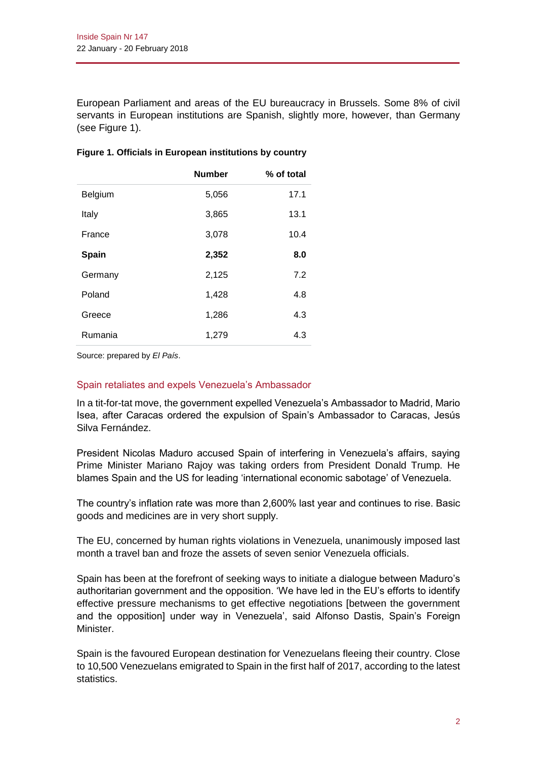European Parliament and areas of the EU bureaucracy in Brussels. Some 8% of civil servants in European institutions are Spanish, slightly more, however, than Germany (see Figure 1).

**Figure 1. Officials in European institutions by country**

| | Number | % of total |
|---|---|---|
| Belgium | 5,056 | 17.1 |
| Italy | 3,865 | 13.1 |
| France | 3,078 | 10.4 |
| **Spain** | **2,352** | **8.0** |
| Germany | 2,125 | 7.2 |
| Poland | 1,428 | 4.8 |
| Greece | 1,286 | 4.3 |
| Rumania | 1,279 | 4.3 |

Source: prepared by *El País*.

## Spain retaliates and expels Venezuela's Ambassador

In a tit-for-tat move, the government expelled Venezuela's Ambassador to Madrid, Mario Isea, after Caracas ordered the expulsion of Spain's Ambassador to Caracas, Jesús Silva Fernández.

President Nicolas Maduro accused Spain of interfering in Venezuela's affairs, saying Prime Minister Mariano Rajoy was taking orders from President Donald Trump. He blames Spain and the US for leading 'international economic sabotage' of Venezuela.

The country's inflation rate was more than 2,600% last year and continues to rise. Basic goods and medicines are in very short supply.

The EU, concerned by human rights violations in Venezuela, unanimously imposed last month a travel ban and froze the assets of seven senior Venezuela officials.

Spain has been at the forefront of seeking ways to initiate a dialogue between Maduro's authoritarian government and the opposition. 'We have led in the EU's efforts to identify effective pressure mechanisms to get effective negotiations [between the government and the opposition] under way in Venezuela', said Alfonso Dastis, Spain's Foreign Minister.

Spain is the favoured European destination for Venezuelans fleeing their country. Close to 10,500 Venezuelans emigrated to Spain in the first half of 2017, according to the latest statistics.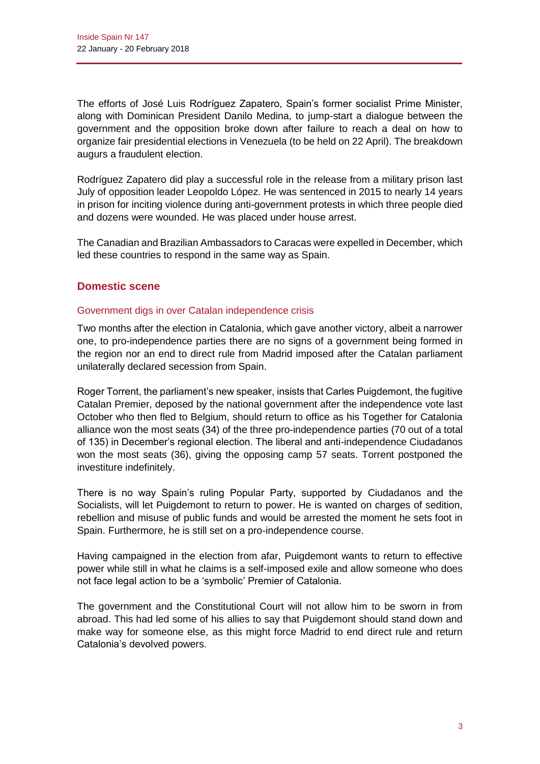The efforts of José Luis Rodríguez Zapatero, Spain's former socialist Prime Minister, along with Dominican President Danilo Medina, to jump-start a dialogue between the government and the opposition broke down after failure to reach a deal on how to organize fair presidential elections in Venezuela (to be held on 22 April). The breakdown augurs a fraudulent election.

Rodríguez Zapatero did play a successful role in the release from a military prison last July of opposition leader Leopoldo López. He was sentenced in 2015 to nearly 14 years in prison for inciting violence during anti-government protests in which three people died and dozens were wounded. He was placed under house arrest.

The Canadian and Brazilian Ambassadors to Caracas were expelled in December, which led these countries to respond in the same way as Spain.

## Domestic scene

### Government digs in over Catalan independence crisis

Two months after the election in Catalonia, which gave another victory, albeit a narrower one, to pro-independence parties there are no signs of a government being formed in the region nor an end to direct rule from Madrid imposed after the Catalan parliament unilaterally declared secession from Spain.

Roger Torrent, the parliament's new speaker, insists that Carles Puigdemont, the fugitive Catalan Premier, deposed by the national government after the independence vote last October who then fled to Belgium, should return to office as his Together for Catalonia alliance won the most seats (34) of the three pro-independence parties (70 out of a total of 135) in December's regional election. The liberal and anti-independence Ciudadanos won the most seats (36), giving the opposing camp 57 seats. Torrent postponed the investiture indefinitely.

There is no way Spain's ruling Popular Party, supported by Ciudadanos and the Socialists, will let Puigdemont to return to power. He is wanted on charges of sedition, rebellion and misuse of public funds and would be arrested the moment he sets foot in Spain. Furthermore, he is still set on a pro-independence course.

Having campaigned in the election from afar, Puigdemont wants to return to effective power while still in what he claims is a self-imposed exile and allow someone who does not face legal action to be a 'symbolic' Premier of Catalonia.

The government and the Constitutional Court will not allow him to be sworn in from abroad. This had led some of his allies to say that Puigdemont should stand down and make way for someone else, as this might force Madrid to end direct rule and return Catalonia's devolved powers.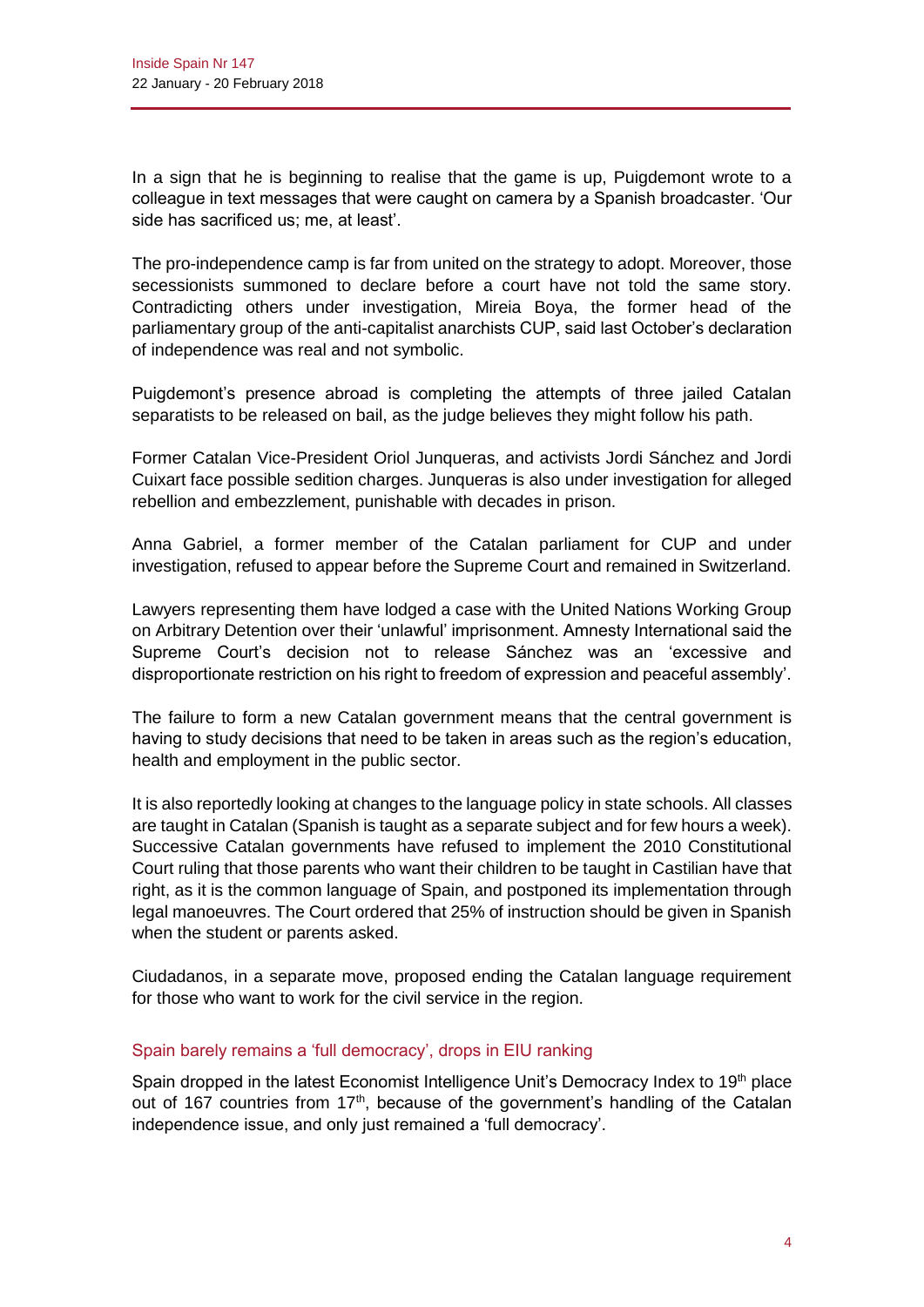In a sign that he is beginning to realise that the game is up, Puigdemont wrote to a colleague in text messages that were caught on camera by a Spanish broadcaster. 'Our side has sacrificed us; me, at least'.

The pro-independence camp is far from united on the strategy to adopt. Moreover, those secessionists summoned to declare before a court have not told the same story. Contradicting others under investigation, Mireia Boya, the former head of the parliamentary group of the anti-capitalist anarchists CUP, said last October's declaration of independence was real and not symbolic.

Puigdemont's presence abroad is completing the attempts of three jailed Catalan separatists to be released on bail, as the judge believes they might follow his path.

Former Catalan Vice-President Oriol Junqueras, and activists Jordi Sánchez and Jordi Cuixart face possible sedition charges. Junqueras is also under investigation for alleged rebellion and embezzlement, punishable with decades in prison.

Anna Gabriel, a former member of the Catalan parliament for CUP and under investigation, refused to appear before the Supreme Court and remained in Switzerland.

Lawyers representing them have lodged a case with the United Nations Working Group on Arbitrary Detention over their 'unlawful' imprisonment. Amnesty International said the Supreme Court's decision not to release Sánchez was an 'excessive and disproportionate restriction on his right to freedom of expression and peaceful assembly'.

The failure to form a new Catalan government means that the central government is having to study decisions that need to be taken in areas such as the region's education, health and employment in the public sector.

It is also reportedly looking at changes to the language policy in state schools. All classes are taught in Catalan (Spanish is taught as a separate subject and for few hours a week). Successive Catalan governments have refused to implement the 2010 Constitutional Court ruling that those parents who want their children to be taught in Castilian have that right, as it is the common language of Spain, and postponed its implementation through legal manoeuvres. The Court ordered that 25% of instruction should be given in Spanish when the student or parents asked.

Ciudadanos, in a separate move, proposed ending the Catalan language requirement for those who want to work for the civil service in the region.

## Spain barely remains a 'full democracy', drops in EIU ranking

Spain dropped in the latest Economist Intelligence Unit's Democracy Index to 19th place out of 167 countries from 17th, because of the government's handling of the Catalan independence issue, and only just remained a 'full democracy'.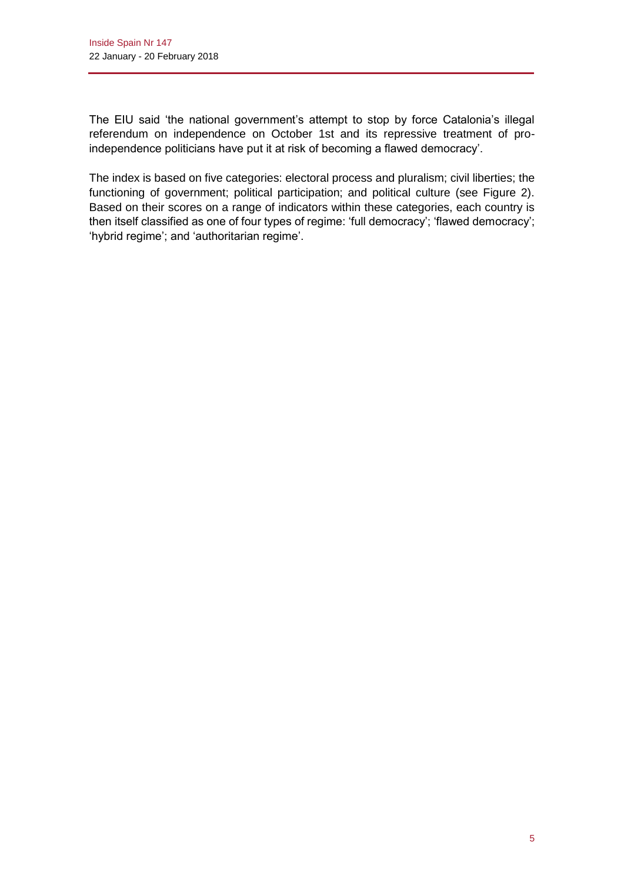The EIU said 'the national government's attempt to stop by force Catalonia's illegal referendum on independence on October 1st and its repressive treatment of pro-independence politicians have put it at risk of becoming a flawed democracy'.

The index is based on five categories: electoral process and pluralism; civil liberties; the functioning of government; political participation; and political culture (see Figure 2). Based on their scores on a range of indicators within these categories, each country is then itself classified as one of four types of regime: 'full democracy'; 'flawed democracy'; 'hybrid regime'; and 'authoritarian regime'.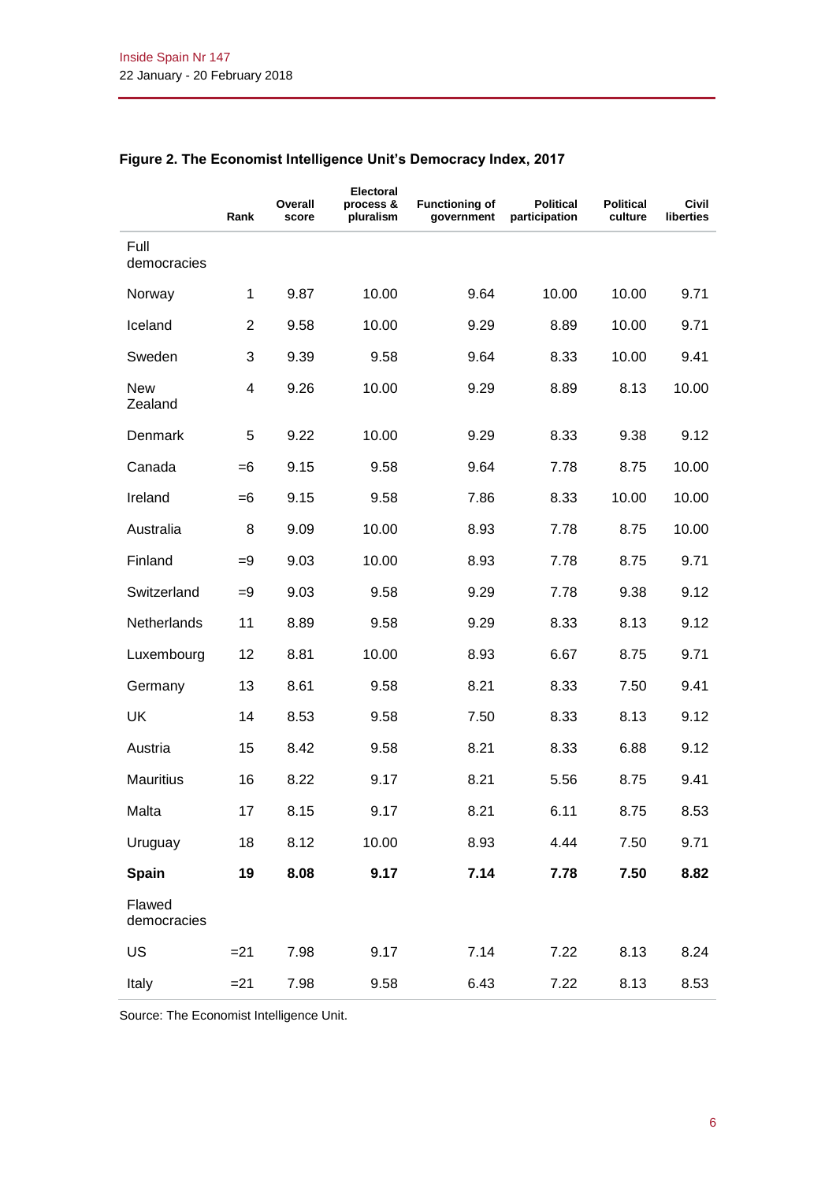**Figure 2. The Economist Intelligence Unit's Democracy Index, 2017**

| | Rank | Overall score | Electoral process & pluralism | Functioning of government | Political participation | Political culture | Civil liberties |
|---|---|---|---|---|---|---|---|
| Full democracies | | | | | | | |
| Norway | 1 | 9.87 | 10.00 | 9.64 | 10.00 | 10.00 | 9.71 |
| Iceland | 2 | 9.58 | 10.00 | 9.29 | 8.89 | 10.00 | 9.71 |
| Sweden | 3 | 9.39 | 9.58 | 9.64 | 8.33 | 10.00 | 9.41 |
| New Zealand | 4 | 9.26 | 10.00 | 9.29 | 8.89 | 8.13 | 10.00 |
| Denmark | 5 | 9.22 | 10.00 | 9.29 | 8.33 | 9.38 | 9.12 |
| Canada | =6 | 9.15 | 9.58 | 9.64 | 7.78 | 8.75 | 10.00 |
| Ireland | =6 | 9.15 | 9.58 | 7.86 | 8.33 | 10.00 | 10.00 |
| Australia | 8 | 9.09 | 10.00 | 8.93 | 7.78 | 8.75 | 10.00 |
| Finland | =9 | 9.03 | 10.00 | 8.93 | 7.78 | 8.75 | 9.71 |
| Switzerland | =9 | 9.03 | 9.58 | 9.29 | 7.78 | 9.38 | 9.12 |
| Netherlands | 11 | 8.89 | 9.58 | 9.29 | 8.33 | 8.13 | 9.12 |
| Luxembourg | 12 | 8.81 | 10.00 | 8.93 | 6.67 | 8.75 | 9.71 |
| Germany | 13 | 8.61 | 9.58 | 8.21 | 8.33 | 7.50 | 9.41 |
| UK | 14 | 8.53 | 9.58 | 7.50 | 8.33 | 8.13 | 9.12 |
| Austria | 15 | 8.42 | 9.58 | 8.21 | 8.33 | 6.88 | 9.12 |
| Mauritius | 16 | 8.22 | 9.17 | 8.21 | 5.56 | 8.75 | 9.41 |
| Malta | 17 | 8.15 | 9.17 | 8.21 | 6.11 | 8.75 | 8.53 |
| Uruguay | 18 | 8.12 | 10.00 | 8.93 | 4.44 | 7.50 | 9.71 |
| **Spain** | **19** | **8.08** | **9.17** | **7.14** | **7.78** | **7.50** | **8.82** |
| Flawed democracies | | | | | | | |
| US | =21 | 7.98 | 9.17 | 7.14 | 7.22 | 8.13 | 8.24 |
| Italy | =21 | 7.98 | 9.58 | 6.43 | 7.22 | 8.13 | 8.53 |

Source: The Economist Intelligence Unit.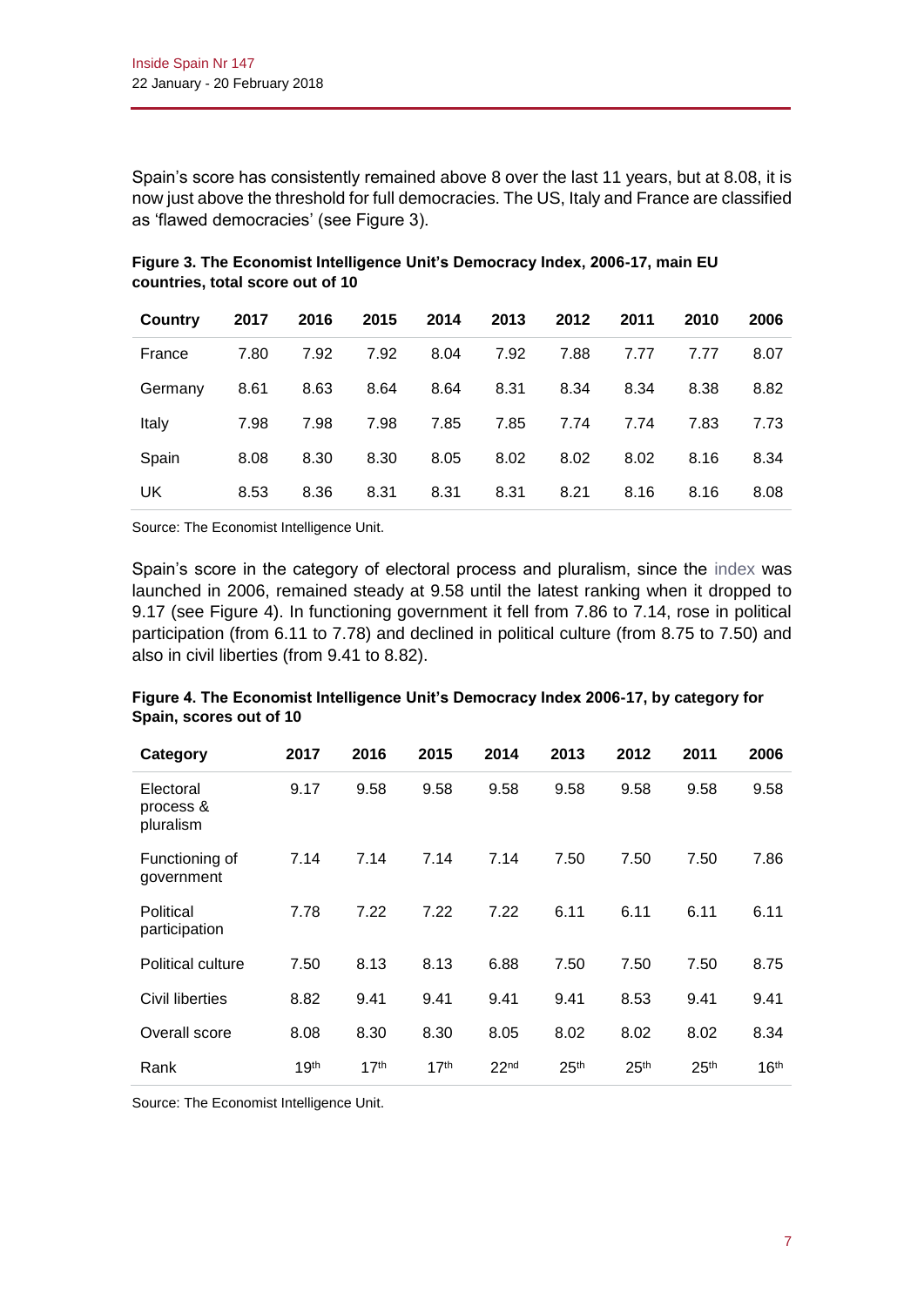Spain's score has consistently remained above 8 over the last 11 years, but at 8.08, it is now just above the threshold for full democracies. The US, Italy and France are classified as 'flawed democracies' (see Figure 3).

**Figure 3. The Economist Intelligence Unit's Democracy Index, 2006-17, main EU countries, total score out of 10**

| Country | 2017 | 2016 | 2015 | 2014 | 2013 | 2012 | 2011 | 2010 | 2006 |
|---|---|---|---|---|---|---|---|---|---|
| France | 7.80 | 7.92 | 7.92 | 8.04 | 7.92 | 7.88 | 7.77 | 7.77 | 8.07 |
| Germany | 8.61 | 8.63 | 8.64 | 8.64 | 8.31 | 8.34 | 8.34 | 8.38 | 8.82 |
| Italy | 7.98 | 7.98 | 7.98 | 7.85 | 7.85 | 7.74 | 7.74 | 7.83 | 7.73 |
| Spain | 8.08 | 8.30 | 8.30 | 8.05 | 8.02 | 8.02 | 8.02 | 8.16 | 8.34 |
| UK | 8.53 | 8.36 | 8.31 | 8.31 | 8.31 | 8.21 | 8.16 | 8.16 | 8.08 |

Source: The Economist Intelligence Unit.

Spain's score in the category of electoral process and pluralism, since the index was launched in 2006, remained steady at 9.58 until the latest ranking when it dropped to 9.17 (see Figure 4). In functioning government it fell from 7.86 to 7.14, rose in political participation (from 6.11 to 7.78) and declined in political culture (from 8.75 to 7.50) and also in civil liberties (from 9.41 to 8.82).

**Figure 4. The Economist Intelligence Unit's Democracy Index 2006-17, by category for Spain, scores out of 10**

| Category | 2017 | 2016 | 2015 | 2014 | 2013 | 2012 | 2011 | 2006 |
|---|---|---|---|---|---|---|---|---|
| Electoral process & pluralism | 9.17 | 9.58 | 9.58 | 9.58 | 9.58 | 9.58 | 9.58 | 9.58 |
| Functioning of government | 7.14 | 7.14 | 7.14 | 7.14 | 7.50 | 7.50 | 7.50 | 7.86 |
| Political participation | 7.78 | 7.22 | 7.22 | 7.22 | 6.11 | 6.11 | 6.11 | 6.11 |
| Political culture | 7.50 | 8.13 | 8.13 | 6.88 | 7.50 | 7.50 | 7.50 | 8.75 |
| Civil liberties | 8.82 | 9.41 | 9.41 | 9.41 | 9.41 | 8.53 | 9.41 | 9.41 |
| Overall score | 8.08 | 8.30 | 8.30 | 8.05 | 8.02 | 8.02 | 8.02 | 8.34 |
| Rank | 19th | 17th | 17th | 22nd | 25th | 25th | 25th | 16th |

Source: The Economist Intelligence Unit.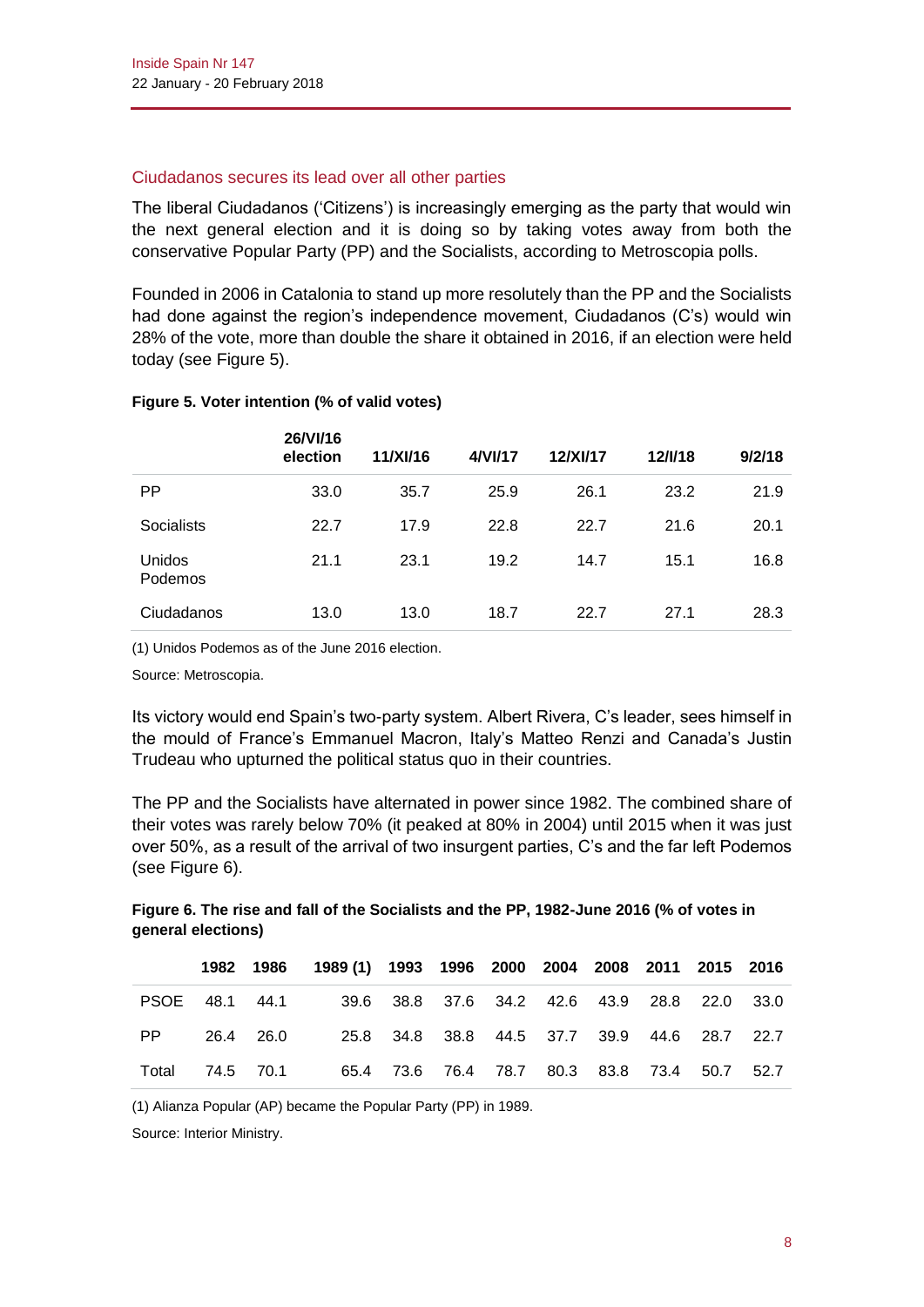## Ciudadanos secures its lead over all other parties

The liberal Ciudadanos ('Citizens') is increasingly emerging as the party that would win the next general election and it is doing so by taking votes away from both the conservative Popular Party (PP) and the Socialists, according to Metroscopia polls.

Founded in 2006 in Catalonia to stand up more resolutely than the PP and the Socialists had done against the region's independence movement, Ciudadanos (C's) would win 28% of the vote, more than double the share it obtained in 2016, if an election were held today (see Figure 5).

**Figure 5. Voter intention (% of valid votes)**

| | 26/VI/16 election | 11/XI/16 | 4/VI/17 | 12/XI/17 | 12/I/18 | 9/2/18 |
|---|---|---|---|---|---|---|
| PP | 33.0 | 35.7 | 25.9 | 26.1 | 23.2 | 21.9 |
| Socialists | 22.7 | 17.9 | 22.8 | 22.7 | 21.6 | 20.1 |
| Unidos Podemos | 21.1 | 23.1 | 19.2 | 14.7 | 15.1 | 16.8 |
| Ciudadanos | 13.0 | 13.0 | 18.7 | 22.7 | 27.1 | 28.3 |

(1) Unidos Podemos as of the June 2016 election.

Source: Metroscopia.

Its victory would end Spain's two-party system. Albert Rivera, C's leader, sees himself in the mould of France's Emmanuel Macron, Italy's Matteo Renzi and Canada's Justin Trudeau who upturned the political status quo in their countries.

The PP and the Socialists have alternated in power since 1982. The combined share of their votes was rarely below 70% (it peaked at 80% in 2004) until 2015 when it was just over 50%, as a result of the arrival of two insurgent parties, C's and the far left Podemos (see Figure 6).

**Figure 6. The rise and fall of the Socialists and the PP, 1982-June 2016 (% of votes in general elections)**

| | 1982 | 1986 | 1989 (1) | 1993 | 1996 | 2000 | 2004 | 2008 | 2011 | 2015 | 2016 |
|---|---|---|---|---|---|---|---|---|---|---|---|
| PSOE | 48.1 | 44.1 | 39.6 | 38.8 | 37.6 | 34.2 | 42.6 | 43.9 | 28.8 | 22.0 | 33.0 |
| PP | 26.4 | 26.0 | 25.8 | 34.8 | 38.8 | 44.5 | 37.7 | 39.9 | 44.6 | 28.7 | 22.7 |
| Total | 74.5 | 70.1 | 65.4 | 73.6 | 76.4 | 78.7 | 80.3 | 83.8 | 73.4 | 50.7 | 52.7 |

(1) Alianza Popular (AP) became the Popular Party (PP) in 1989.

Source: Interior Ministry.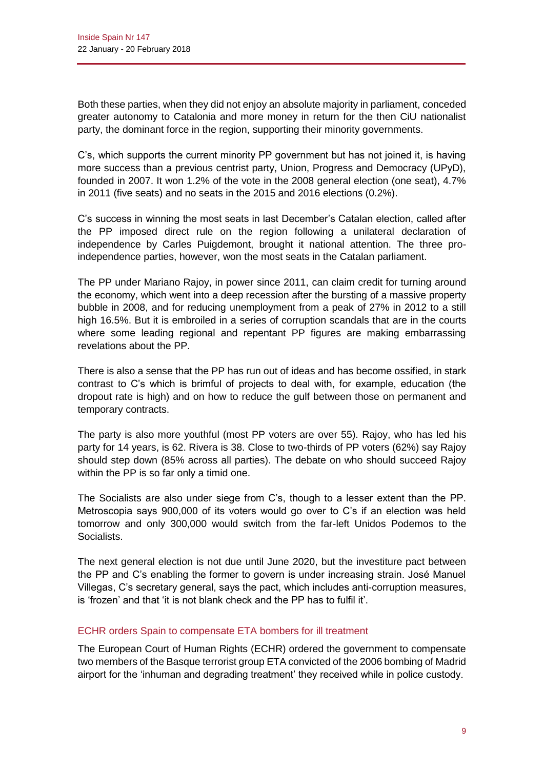Both these parties, when they did not enjoy an absolute majority in parliament, conceded greater autonomy to Catalonia and more money in return for the then CiU nationalist party, the dominant force in the region, supporting their minority governments.

C's, which supports the current minority PP government but has not joined it, is having more success than a previous centrist party, Union, Progress and Democracy (UPyD), founded in 2007. It won 1.2% of the vote in the 2008 general election (one seat), 4.7% in 2011 (five seats) and no seats in the 2015 and 2016 elections (0.2%).

C's success in winning the most seats in last December's Catalan election, called after the PP imposed direct rule on the region following a unilateral declaration of independence by Carles Puigdemont, brought it national attention. The three pro-independence parties, however, won the most seats in the Catalan parliament.

The PP under Mariano Rajoy, in power since 2011, can claim credit for turning around the economy, which went into a deep recession after the bursting of a massive property bubble in 2008, and for reducing unemployment from a peak of 27% in 2012 to a still high 16.5%. But it is embroiled in a series of corruption scandals that are in the courts where some leading regional and repentant PP figures are making embarrassing revelations about the PP.

There is also a sense that the PP has run out of ideas and has become ossified, in stark contrast to C's which is brimful of projects to deal with, for example, education (the dropout rate is high) and on how to reduce the gulf between those on permanent and temporary contracts.

The party is also more youthful (most PP voters are over 55). Rajoy, who has led his party for 14 years, is 62. Rivera is 38. Close to two-thirds of PP voters (62%) say Rajoy should step down (85% across all parties). The debate on who should succeed Rajoy within the PP is so far only a timid one.

The Socialists are also under siege from C's, though to a lesser extent than the PP. Metroscopia says 900,000 of its voters would go over to C's if an election was held tomorrow and only 300,000 would switch from the far-left Unidos Podemos to the Socialists.

The next general election is not due until June 2020, but the investiture pact between the PP and C's enabling the former to govern is under increasing strain. José Manuel Villegas, C's secretary general, says the pact, which includes anti-corruption measures, is 'frozen' and that 'it is not blank check and the PP has to fulfil it'.

## ECHR orders Spain to compensate ETA bombers for ill treatment

The European Court of Human Rights (ECHR) ordered the government to compensate two members of the Basque terrorist group ETA convicted of the 2006 bombing of Madrid airport for the 'inhuman and degrading treatment' they received while in police custody.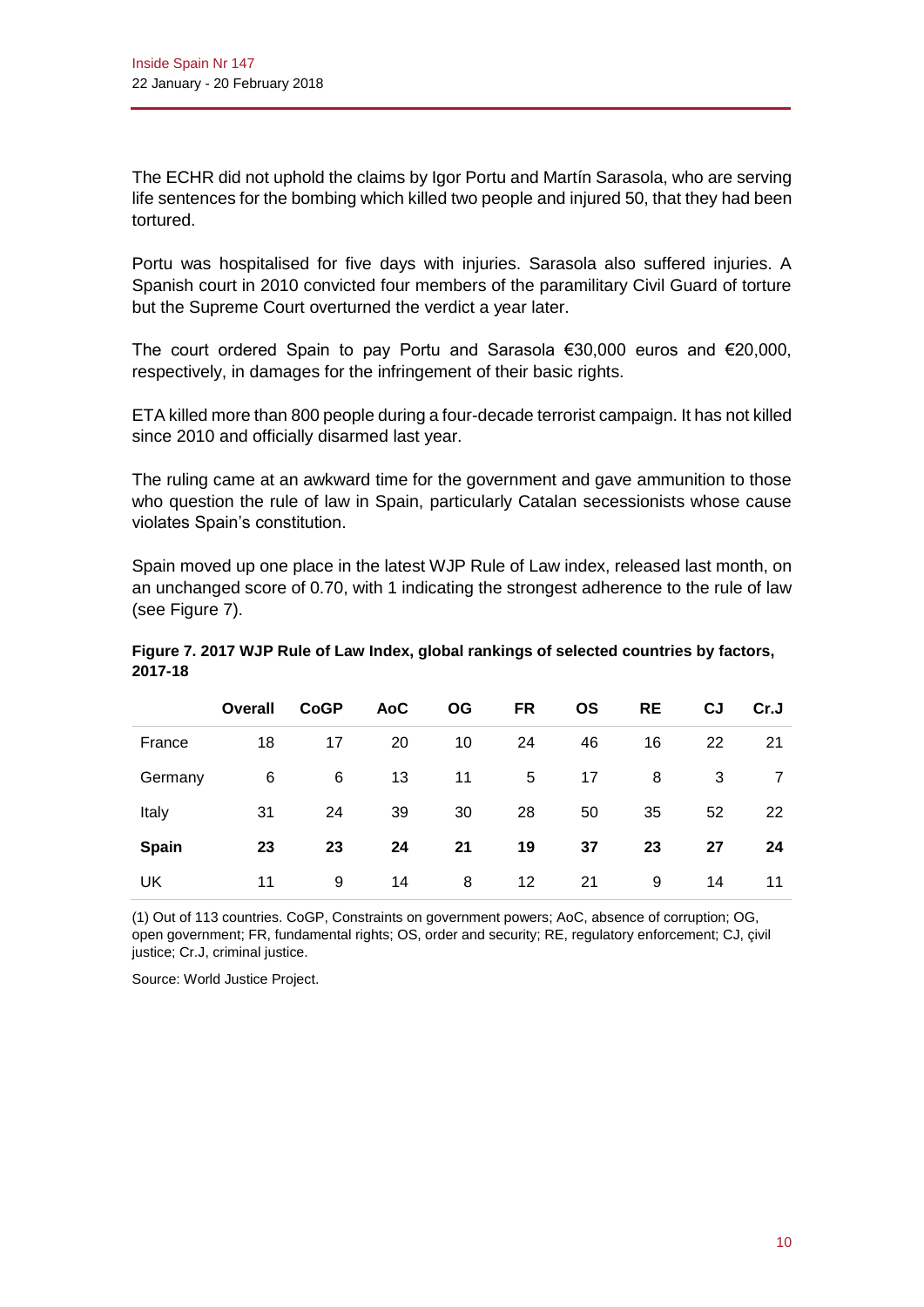The ECHR did not uphold the claims by Igor Portu and Martín Sarasola, who are serving life sentences for the bombing which killed two people and injured 50, that they had been tortured.

Portu was hospitalised for five days with injuries. Sarasola also suffered injuries. A Spanish court in 2010 convicted four members of the paramilitary Civil Guard of torture but the Supreme Court overturned the verdict a year later.

The court ordered Spain to pay Portu and Sarasola €30,000 euros and €20,000, respectively, in damages for the infringement of their basic rights.

ETA killed more than 800 people during a four-decade terrorist campaign. It has not killed since 2010 and officially disarmed last year.

The ruling came at an awkward time for the government and gave ammunition to those who question the rule of law in Spain, particularly Catalan secessionists whose cause violates Spain's constitution.

Spain moved up one place in the latest WJP Rule of Law index, released last month, on an unchanged score of 0.70, with 1 indicating the strongest adherence to the rule of law (see Figure 7).

**Figure 7. 2017 WJP Rule of Law Index, global rankings of selected countries by factors, 2017-18**

| | Overall | CoGP | AoC | OG | FR | OS | RE | CJ | Cr.J |
|---|---|---|---|---|---|---|---|---|---|
| France | 18 | 17 | 20 | 10 | 24 | 46 | 16 | 22 | 21 |
| Germany | 6 | 6 | 13 | 11 | 5 | 17 | 8 | 3 | 7 |
| Italy | 31 | 24 | 39 | 30 | 28 | 50 | 35 | 52 | 22 |
| **Spain** | **23** | **23** | **24** | **21** | **19** | **37** | **23** | **27** | **24** |
| UK | 11 | 9 | 14 | 8 | 12 | 21 | 9 | 14 | 11 |

(1) Out of 113 countries. CoGP, Constraints on government powers; AoC, absence of corruption; OG, open government; FR, fundamental rights; OS, order and security; RE, regulatory enforcement; CJ, çivil justice; Cr.J, criminal justice.

Source: World Justice Project.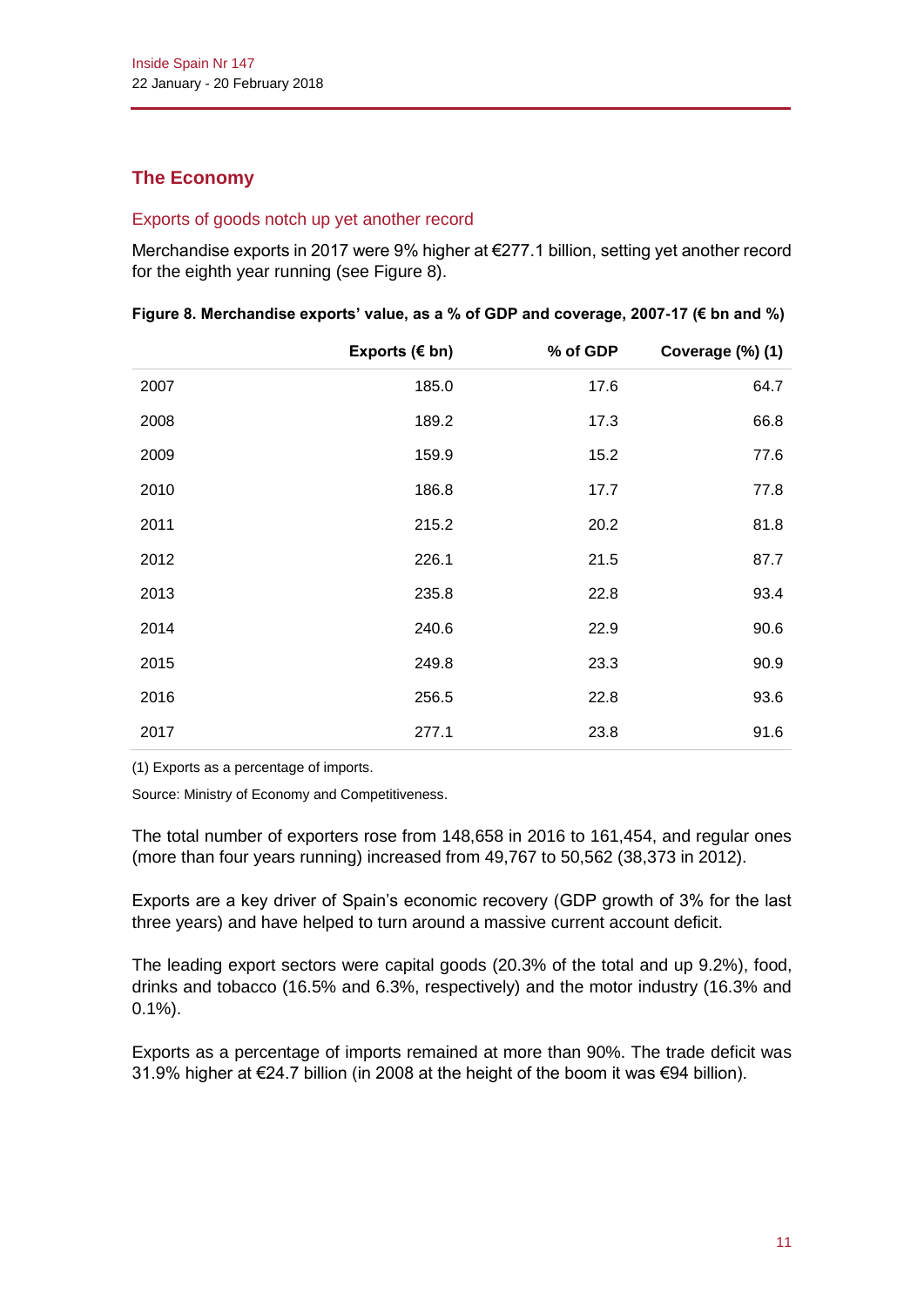## The Economy

### Exports of goods notch up yet another record

Merchandise exports in 2017 were 9% higher at €277.1 billion, setting yet another record for the eighth year running (see Figure 8).

**Figure 8. Merchandise exports' value, as a % of GDP and coverage, 2007-17 (€ bn and %)**

| | Exports (€ bn) | % of GDP | Coverage (%) (1) |
|---|---|---|---|
| 2007 | 185.0 | 17.6 | 64.7 |
| 2008 | 189.2 | 17.3 | 66.8 |
| 2009 | 159.9 | 15.2 | 77.6 |
| 2010 | 186.8 | 17.7 | 77.8 |
| 2011 | 215.2 | 20.2 | 81.8 |
| 2012 | 226.1 | 21.5 | 87.7 |
| 2013 | 235.8 | 22.8 | 93.4 |
| 2014 | 240.6 | 22.9 | 90.6 |
| 2015 | 249.8 | 23.3 | 90.9 |
| 2016 | 256.5 | 22.8 | 93.6 |
| 2017 | 277.1 | 23.8 | 91.6 |

(1) Exports as a percentage of imports.

Source: Ministry of Economy and Competitiveness.

The total number of exporters rose from 148,658 in 2016 to 161,454, and regular ones (more than four years running) increased from 49,767 to 50,562 (38,373 in 2012).

Exports are a key driver of Spain's economic recovery (GDP growth of 3% for the last three years) and have helped to turn around a massive current account deficit.

The leading export sectors were capital goods (20.3% of the total and up 9.2%), food, drinks and tobacco (16.5% and 6.3%, respectively) and the motor industry (16.3% and 0.1%).

Exports as a percentage of imports remained at more than 90%. The trade deficit was 31.9% higher at €24.7 billion (in 2008 at the height of the boom it was €94 billion).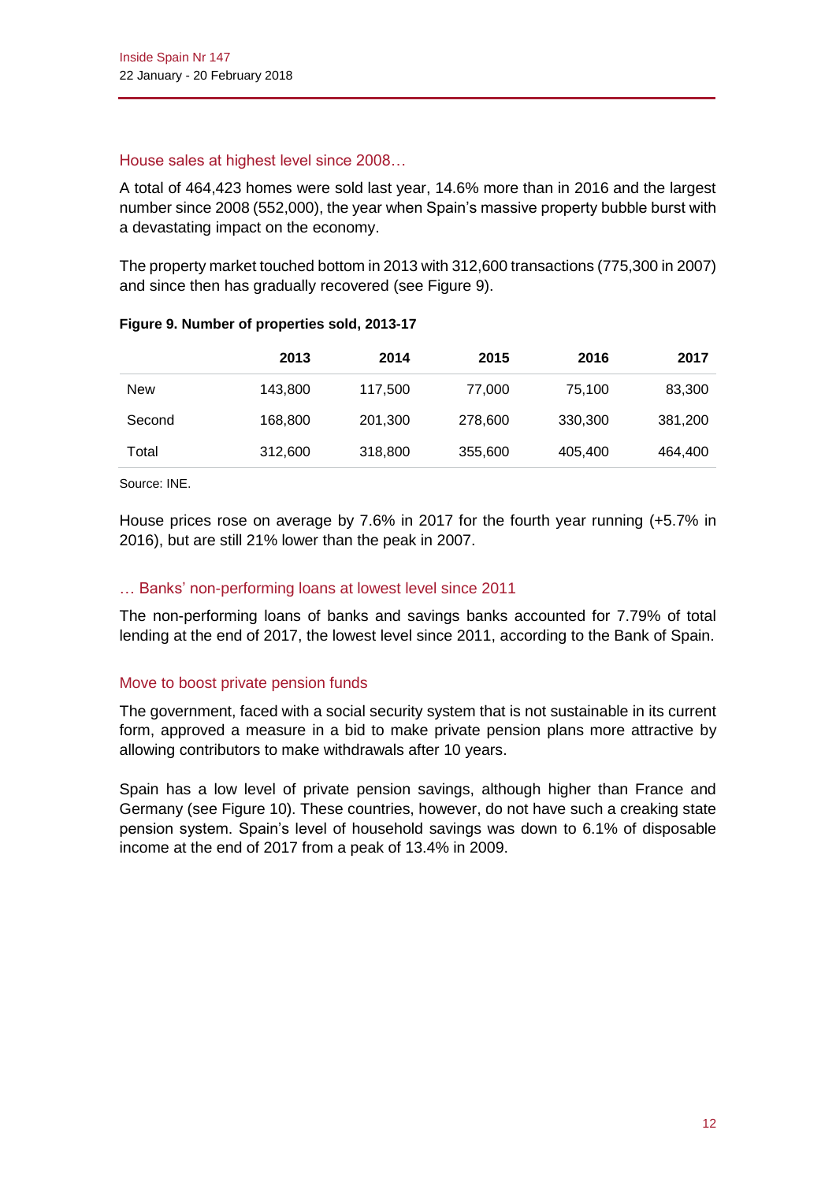## House sales at highest level since 2008…

A total of 464,423 homes were sold last year, 14.6% more than in 2016 and the largest number since 2008 (552,000), the year when Spain's massive property bubble burst with a devastating impact on the economy.

The property market touched bottom in 2013 with 312,600 transactions (775,300 in 2007) and since then has gradually recovered (see Figure 9).

**Figure 9. Number of properties sold, 2013-17**

| | 2013 | 2014 | 2015 | 2016 | 2017 |
|---|---|---|---|---|---|
| New | 143,800 | 117,500 | 77,000 | 75,100 | 83,300 |
| Second | 168,800 | 201,300 | 278,600 | 330,300 | 381,200 |
| Total | 312,600 | 318,800 | 355,600 | 405,400 | 464,400 |

Source: INE.

House prices rose on average by 7.6% in 2017 for the fourth year running (+5.7% in 2016), but are still 21% lower than the peak in 2007.

## … Banks' non-performing loans at lowest level since 2011

The non-performing loans of banks and savings banks accounted for 7.79% of total lending at the end of 2017, the lowest level since 2011, according to the Bank of Spain.

## Move to boost private pension funds

The government, faced with a social security system that is not sustainable in its current form, approved a measure in a bid to make private pension plans more attractive by allowing contributors to make withdrawals after 10 years.

Spain has a low level of private pension savings, although higher than France and Germany (see Figure 10). These countries, however, do not have such a creaking state pension system. Spain's level of household savings was down to 6.1% of disposable income at the end of 2017 from a peak of 13.4% in 2009.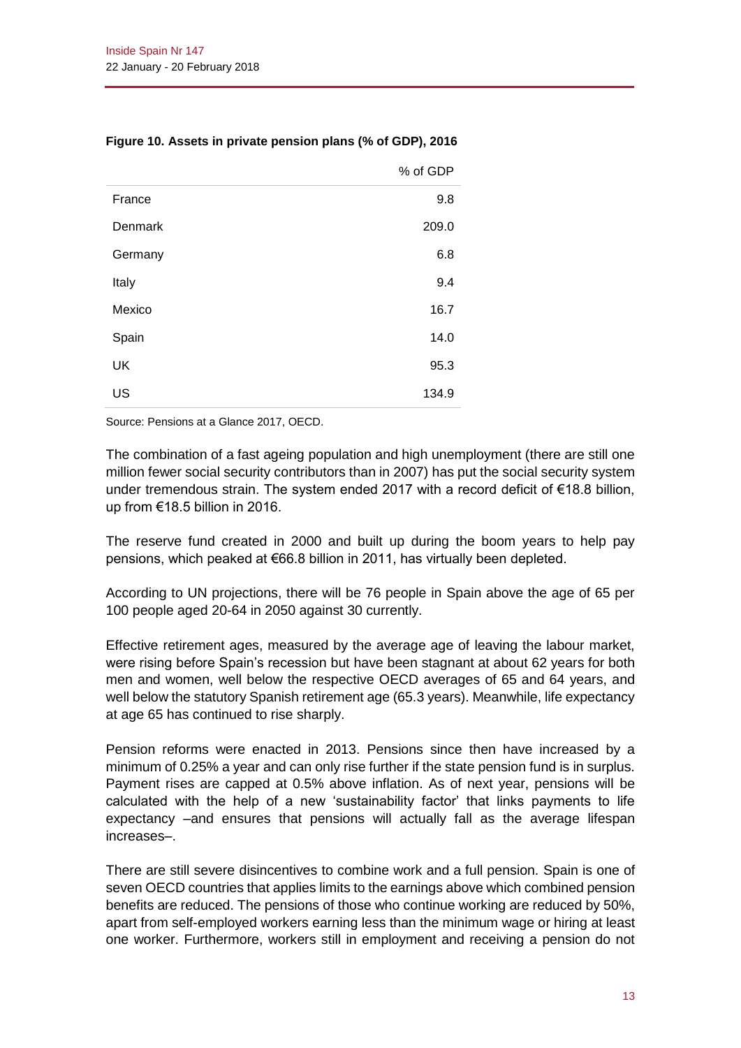**Figure 10. Assets in private pension plans (% of GDP), 2016**

| | % of GDP |
|---|---|
| France | 9.8 |
| Denmark | 209.0 |
| Germany | 6.8 |
| Italy | 9.4 |
| Mexico | 16.7 |
| Spain | 14.0 |
| UK | 95.3 |
| US | 134.9 |

Source: Pensions at a Glance 2017, OECD.

The combination of a fast ageing population and high unemployment (there are still one million fewer social security contributors than in 2007) has put the social security system under tremendous strain. The system ended 2017 with a record deficit of €18.8 billion, up from €18.5 billion in 2016.

The reserve fund created in 2000 and built up during the boom years to help pay pensions, which peaked at €66.8 billion in 2011, has virtually been depleted.

According to UN projections, there will be 76 people in Spain above the age of 65 per 100 people aged 20-64 in 2050 against 30 currently.

Effective retirement ages, measured by the average age of leaving the labour market, were rising before Spain's recession but have been stagnant at about 62 years for both men and women, well below the respective OECD averages of 65 and 64 years, and well below the statutory Spanish retirement age (65.3 years). Meanwhile, life expectancy at age 65 has continued to rise sharply.

Pension reforms were enacted in 2013. Pensions since then have increased by a minimum of 0.25% a year and can only rise further if the state pension fund is in surplus. Payment rises are capped at 0.5% above inflation. As of next year, pensions will be calculated with the help of a new 'sustainability factor' that links payments to life expectancy –and ensures that pensions will actually fall as the average lifespan increases–.

There are still severe disincentives to combine work and a full pension. Spain is one of seven OECD countries that applies limits to the earnings above which combined pension benefits are reduced. The pensions of those who continue working are reduced by 50%, apart from self-employed workers earning less than the minimum wage or hiring at least one worker. Furthermore, workers still in employment and receiving a pension do not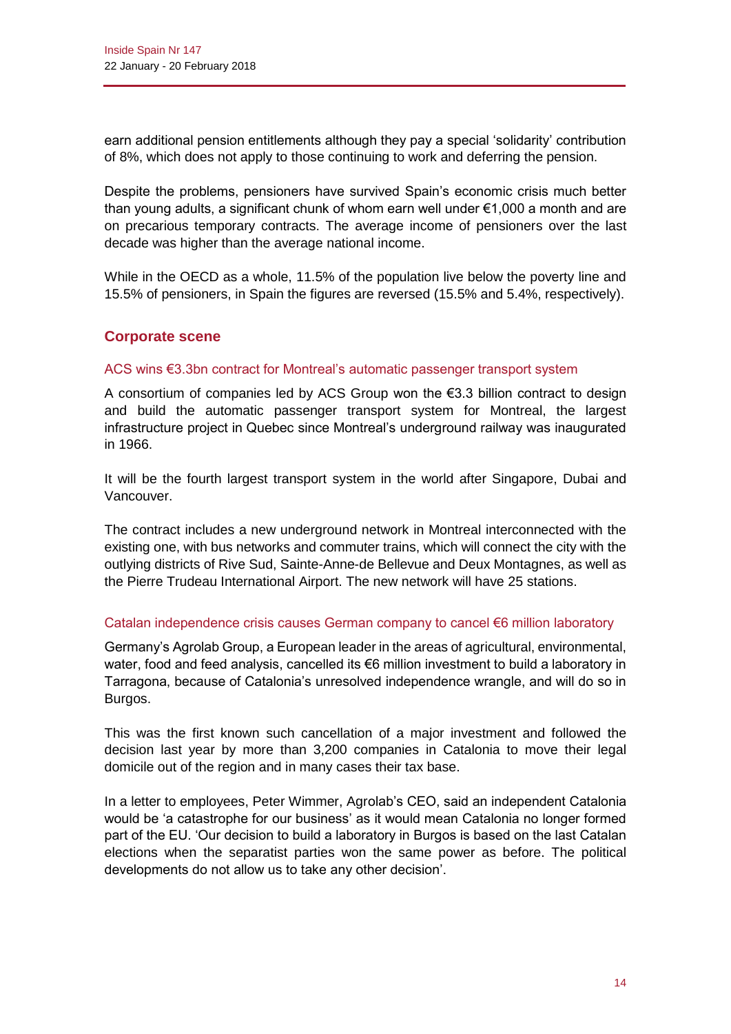earn additional pension entitlements although they pay a special 'solidarity' contribution of 8%, which does not apply to those continuing to work and deferring the pension.

Despite the problems, pensioners have survived Spain's economic crisis much better than young adults, a significant chunk of whom earn well under €1,000 a month and are on precarious temporary contracts. The average income of pensioners over the last decade was higher than the average national income.

While in the OECD as a whole, 11.5% of the population live below the poverty line and 15.5% of pensioners, in Spain the figures are reversed (15.5% and 5.4%, respectively).

## Corporate scene

### ACS wins €3.3bn contract for Montreal's automatic passenger transport system

A consortium of companies led by ACS Group won the €3.3 billion contract to design and build the automatic passenger transport system for Montreal, the largest infrastructure project in Quebec since Montreal's underground railway was inaugurated in 1966.

It will be the fourth largest transport system in the world after Singapore, Dubai and Vancouver.

The contract includes a new underground network in Montreal interconnected with the existing one, with bus networks and commuter trains, which will connect the city with the outlying districts of Rive Sud, Sainte-Anne-de Bellevue and Deux Montagnes, as well as the Pierre Trudeau International Airport. The new network will have 25 stations.

### Catalan independence crisis causes German company to cancel €6 million laboratory

Germany's Agrolab Group, a European leader in the areas of agricultural, environmental, water, food and feed analysis, cancelled its €6 million investment to build a laboratory in Tarragona, because of Catalonia's unresolved independence wrangle, and will do so in Burgos.

This was the first known such cancellation of a major investment and followed the decision last year by more than 3,200 companies in Catalonia to move their legal domicile out of the region and in many cases their tax base.

In a letter to employees, Peter Wimmer, Agrolab's CEO, said an independent Catalonia would be 'a catastrophe for our business' as it would mean Catalonia no longer formed part of the EU. 'Our decision to build a laboratory in Burgos is based on the last Catalan elections when the separatist parties won the same power as before. The political developments do not allow us to take any other decision'.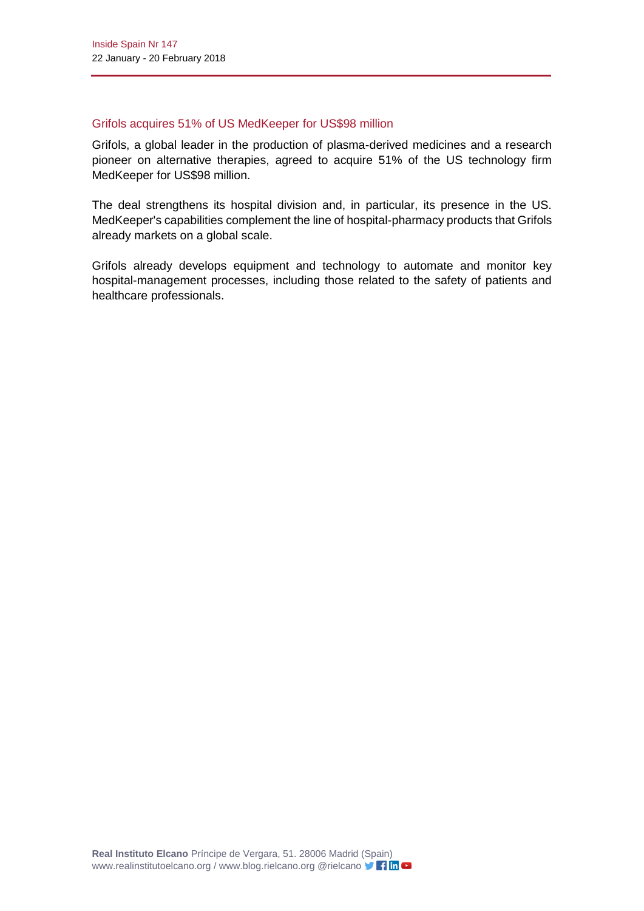## Grifols acquires 51% of US MedKeeper for US$98 million

Grifols, a global leader in the production of plasma-derived medicines and a research pioneer on alternative therapies, agreed to acquire 51% of the US technology firm MedKeeper for US$98 million.

The deal strengthens its hospital division and, in particular, its presence in the US. MedKeeper's capabilities complement the line of hospital-pharmacy products that Grifols already markets on a global scale.

Grifols already develops equipment and technology to automate and monitor key hospital-management processes, including those related to the safety of patients and healthcare professionals.